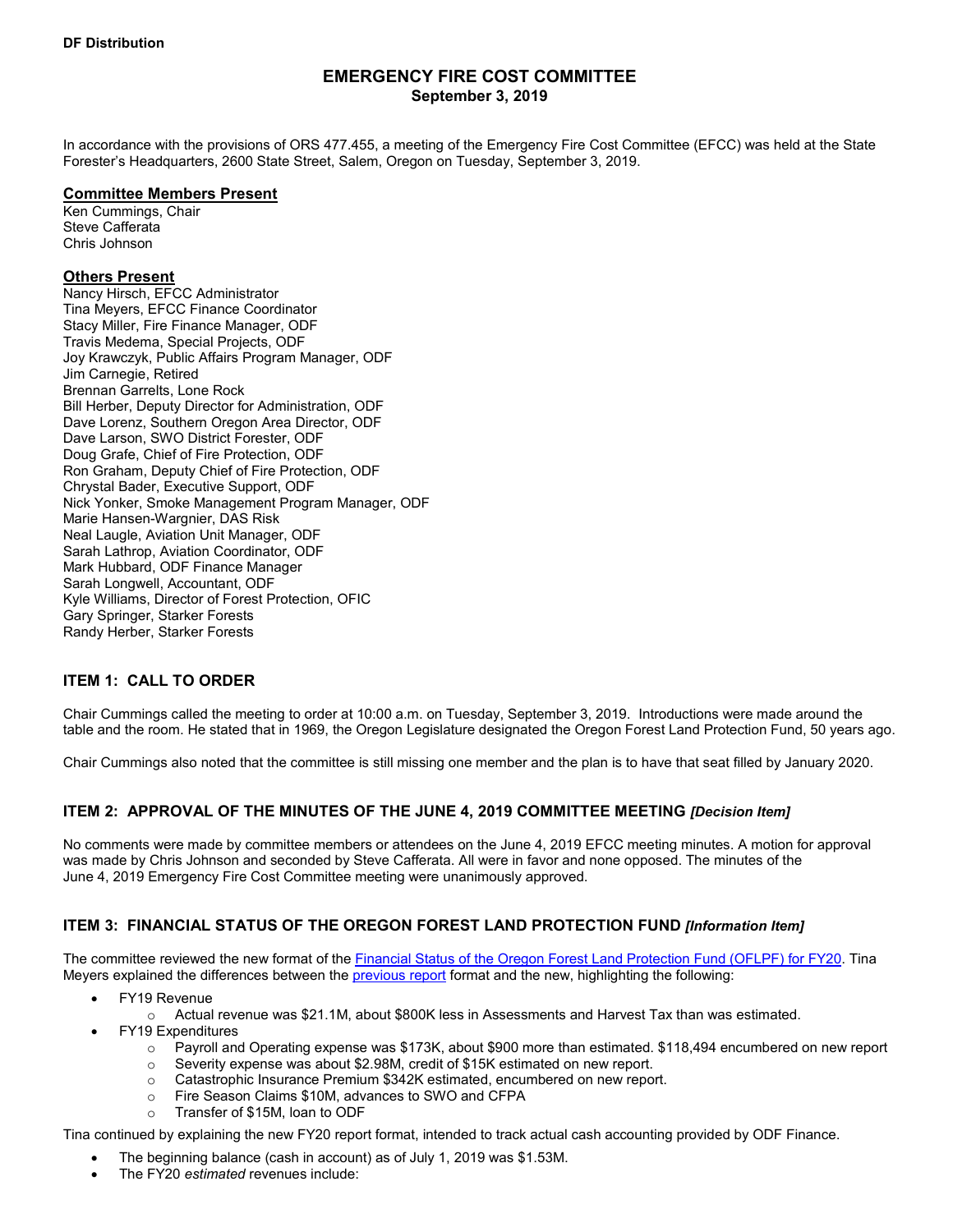**DF Distribution**

# EMERGENCY FIRE COST COMMITTEE
**September 3, 2019**

In accordance with the provisions of ORS 477.455, a meeting of the Emergency Fire Cost Committee (EFCC) was held at the State Forester's Headquarters, 2600 State Street, Salem, Oregon on Tuesday, September 3, 2019.

**Committee Members Present**

Ken Cummings, Chair
Steve Cafferata
Chris Johnson

**Others Present**

Nancy Hirsch, EFCC Administrator
Tina Meyers, EFCC Finance Coordinator
Stacy Miller, Fire Finance Manager, ODF
Travis Medema, Special Projects, ODF
Joy Krawczyk, Public Affairs Program Manager, ODF
Jim Carnegie, Retired
Brennan Garrelts, Lone Rock
Bill Herber, Deputy Director for Administration, ODF
Dave Lorenz, Southern Oregon Area Director, ODF
Dave Larson, SWO District Forester, ODF
Doug Grafe, Chief of Fire Protection, ODF
Ron Graham, Deputy Chief of Fire Protection, ODF
Chrystal Bader, Executive Support, ODF
Nick Yonker, Smoke Management Program Manager, ODF
Marie Hansen-Wargnier, DAS Risk
Neal Laugle, Aviation Unit Manager, ODF
Sarah Lathrop, Aviation Coordinator, ODF
Mark Hubbard, ODF Finance Manager
Sarah Longwell, Accountant, ODF
Kyle Williams, Director of Forest Protection, OFIC
Gary Springer, Starker Forests
Randy Herber, Starker Forests

## ITEM 1: CALL TO ORDER

Chair Cummings called the meeting to order at 10:00 a.m. on Tuesday, September 3, 2019. Introductions were made around the table and the room. He stated that in 1969, the Oregon Legislature designated the Oregon Forest Land Protection Fund, 50 years ago.

Chair Cummings also noted that the committee is still missing one member and the plan is to have that seat filled by January 2020.

## ITEM 2: APPROVAL OF THE MINUTES OF THE JUNE 4, 2019 COMMITTEE MEETING *[Decision Item]*

No comments were made by committee members or attendees on the June 4, 2019 EFCC meeting minutes. A motion for approval was made by Chris Johnson and seconded by Steve Cafferata. All were in favor and none opposed. The minutes of the June 4, 2019 Emergency Fire Cost Committee meeting were unanimously approved.

## ITEM 3: FINANCIAL STATUS OF THE OREGON FOREST LAND PROTECTION FUND *[Information Item]*

The committee reviewed the new format of the Financial Status of the Oregon Forest Land Protection Fund (OFLPF) for FY20. Tina Meyers explained the differences between the previous report format and the new, highlighting the following:

- FY19 Revenue
  - Actual revenue was $21.1M, about $800K less in Assessments and Harvest Tax than was estimated.
- FY19 Expenditures
  - Payroll and Operating expense was $173K, about $900 more than estimated. $118,494 encumbered on new report
  - Severity expense was about $2.98M, credit of $15K estimated on new report.
  - Catastrophic Insurance Premium $342K estimated, encumbered on new report.
  - Fire Season Claims $10M, advances to SWO and CFPA
  - Transfer of $15M, loan to ODF

Tina continued by explaining the new FY20 report format, intended to track actual cash accounting provided by ODF Finance.

- The beginning balance (cash in account) as of July 1, 2019 was $1.53M.
- The FY20 *estimated* revenues include: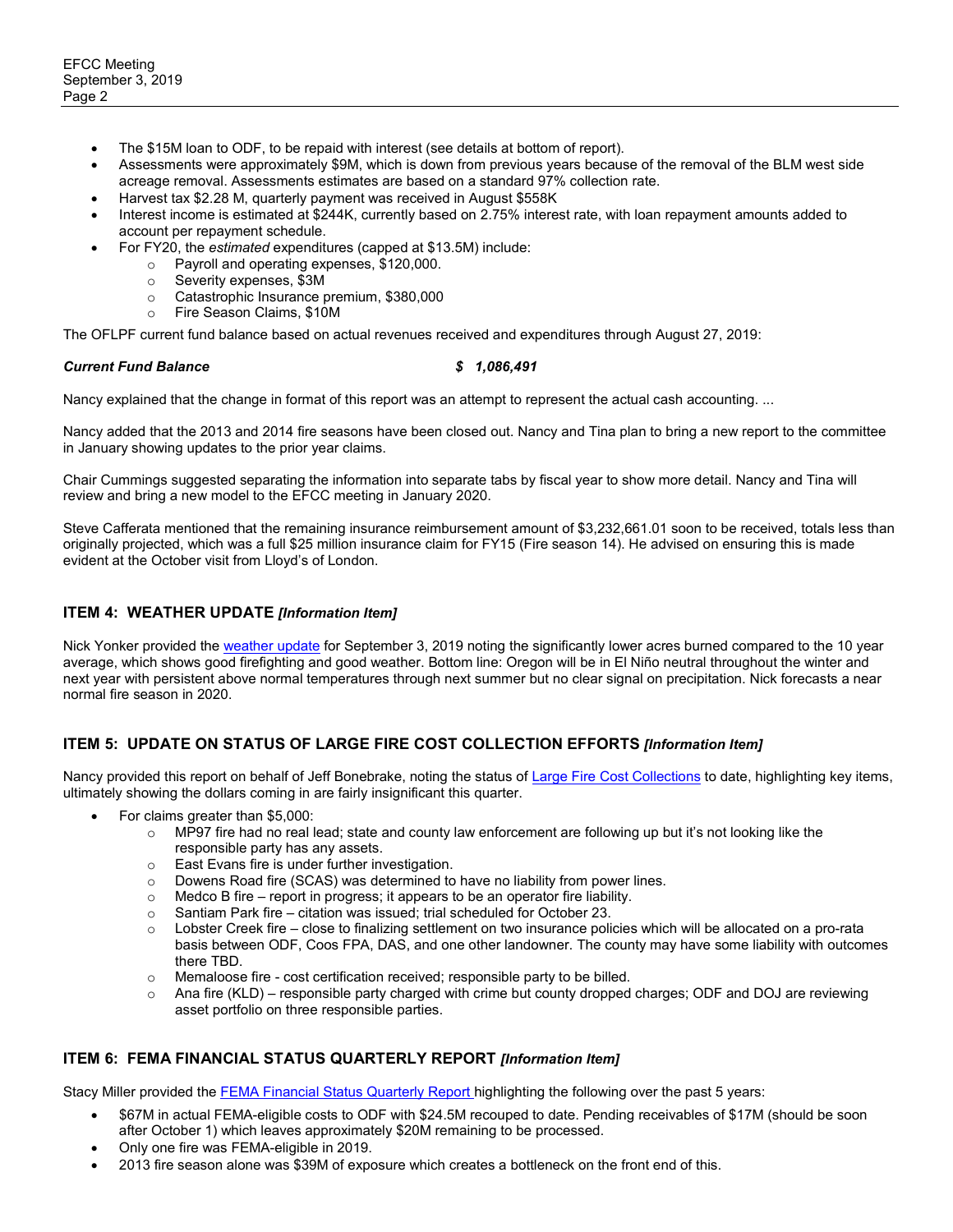- The $15M loan to ODF, to be repaid with interest (see details at bottom of report).
- Assessments were approximately $9M, which is down from previous years because of the removal of the BLM west side acreage removal. Assessments estimates are based on a standard 97% collection rate.
- Harvest tax $2.28 M, quarterly payment was received in August $558K
- Interest income is estimated at $244K, currently based on 2.75% interest rate, with loan repayment amounts added to account per repayment schedule.
- For FY20, the *estimated* expenditures (capped at $13.5M) include:
  - Payroll and operating expenses, $120,000.
  - Severity expenses, $3M
  - Catastrophic Insurance premium, $380,000
  - Fire Season Claims, $10M

The OFLPF current fund balance based on actual revenues received and expenditures through August 27, 2019:

***Current Fund Balance*** ***$ 1,086,491***

Nancy explained that the change in format of this report was an attempt to represent the actual cash accounting. ...

Nancy added that the 2013 and 2014 fire seasons have been closed out. Nancy and Tina plan to bring a new report to the committee in January showing updates to the prior year claims.

Chair Cummings suggested separating the information into separate tabs by fiscal year to show more detail. Nancy and Tina will review and bring a new model to the EFCC meeting in January 2020.

Steve Cafferata mentioned that the remaining insurance reimbursement amount of $3,232,661.01 soon to be received, totals less than originally projected, which was a full $25 million insurance claim for FY15 (Fire season 14). He advised on ensuring this is made evident at the October visit from Lloyd's of London.

## ITEM 4: WEATHER UPDATE *[Information Item]*

Nick Yonker provided the weather update for September 3, 2019 noting the significantly lower acres burned compared to the 10 year average, which shows good firefighting and good weather. Bottom line: Oregon will be in El Niño neutral throughout the winter and next year with persistent above normal temperatures through next summer but no clear signal on precipitation. Nick forecasts a near normal fire season in 2020.

## ITEM 5: UPDATE ON STATUS OF LARGE FIRE COST COLLECTION EFFORTS *[Information Item]*

Nancy provided this report on behalf of Jeff Bonebrake, noting the status of Large Fire Cost Collections to date, highlighting key items, ultimately showing the dollars coming in are fairly insignificant this quarter.

- For claims greater than $5,000:
  - MP97 fire had no real lead; state and county law enforcement are following up but it's not looking like the responsible party has any assets.
  - East Evans fire is under further investigation.
  - Dowens Road fire (SCAS) was determined to have no liability from power lines.
  - Medco B fire – report in progress; it appears to be an operator fire liability.
  - Santiam Park fire – citation was issued; trial scheduled for October 23.
  - Lobster Creek fire – close to finalizing settlement on two insurance policies which will be allocated on a pro-rata basis between ODF, Coos FPA, DAS, and one other landowner. The county may have some liability with outcomes there TBD.
  - Memaloose fire - cost certification received; responsible party to be billed.
  - Ana fire (KLD) – responsible party charged with crime but county dropped charges; ODF and DOJ are reviewing asset portfolio on three responsible parties.

## ITEM 6: FEMA FINANCIAL STATUS QUARTERLY REPORT *[Information Item]*

Stacy Miller provided the FEMA Financial Status Quarterly Report highlighting the following over the past 5 years:

- $67M in actual FEMA-eligible costs to ODF with $24.5M recouped to date. Pending receivables of $17M (should be soon after October 1) which leaves approximately $20M remaining to be processed.
- Only one fire was FEMA-eligible in 2019.
- 2013 fire season alone was $39M of exposure which creates a bottleneck on the front end of this.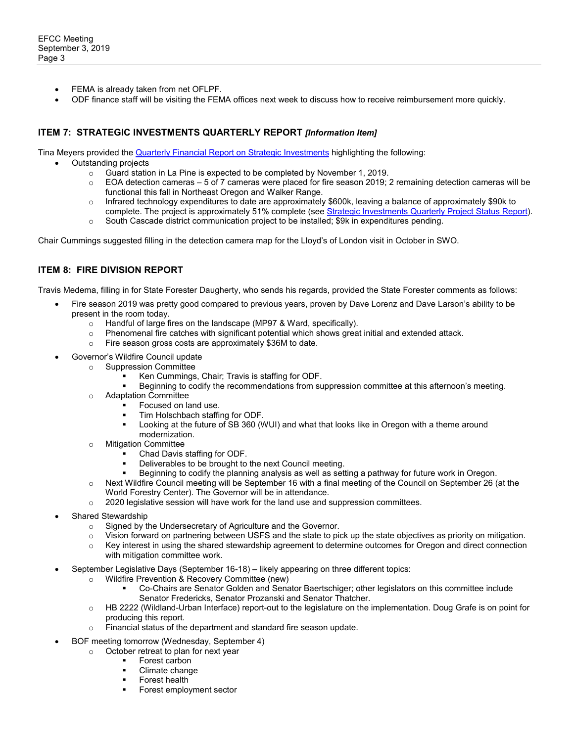- FEMA is already taken from net OFLPF.
- ODF finance staff will be visiting the FEMA offices next week to discuss how to receive reimbursement more quickly.

## ITEM 7: STRATEGIC INVESTMENTS QUARTERLY REPORT *[Information Item]*

Tina Meyers provided the Quarterly Financial Report on Strategic Investments highlighting the following:

- Outstanding projects
  - Guard station in La Pine is expected to be completed by November 1, 2019.
  - EOA detection cameras – 5 of 7 cameras were placed for fire season 2019; 2 remaining detection cameras will be functional this fall in Northeast Oregon and Walker Range.
  - Infrared technology expenditures to date are approximately $600k, leaving a balance of approximately $90k to complete. The project is approximately 51% complete (see Strategic Investments Quarterly Project Status Report).
  - South Cascade district communication project to be installed; $9k in expenditures pending.

Chair Cummings suggested filling in the detection camera map for the Lloyd's of London visit in October in SWO.

## ITEM 8: FIRE DIVISION REPORT

Travis Medema, filling in for State Forester Daugherty, who sends his regards, provided the State Forester comments as follows:

- Fire season 2019 was pretty good compared to previous years, proven by Dave Lorenz and Dave Larson's ability to be present in the room today.
  - Handful of large fires on the landscape (MP97 & Ward, specifically).
  - Phenomenal fire catches with significant potential which shows great initial and extended attack.
  - Fire season gross costs are approximately $36M to date.
- Governor's Wildfire Council update
  - Suppression Committee
    - Ken Cummings, Chair; Travis is staffing for ODF.
    - Beginning to codify the recommendations from suppression committee at this afternoon's meeting.
  - Adaptation Committee
    - Focused on land use.
    - Tim Holschbach staffing for ODF.
    - Looking at the future of SB 360 (WUI) and what that looks like in Oregon with a theme around modernization.
  - Mitigation Committee
    - Chad Davis staffing for ODF.
    - Deliverables to be brought to the next Council meeting.
    - Beginning to codify the planning analysis as well as setting a pathway for future work in Oregon.
  - Next Wildfire Council meeting will be September 16 with a final meeting of the Council on September 26 (at the World Forestry Center). The Governor will be in attendance.
  - 2020 legislative session will have work for the land use and suppression committees.
- Shared Stewardship
  - Signed by the Undersecretary of Agriculture and the Governor.
  - Vision forward on partnering between USFS and the state to pick up the state objectives as priority on mitigation.
  - Key interest in using the shared stewardship agreement to determine outcomes for Oregon and direct connection with mitigation committee work.
- September Legislative Days (September 16-18) – likely appearing on three different topics:
  - Wildfire Prevention & Recovery Committee (new)
    - Co-Chairs are Senator Golden and Senator Baertschiger; other legislators on this committee include Senator Fredericks, Senator Prozanski and Senator Thatcher.
  - HB 2222 (Wildland-Urban Interface) report-out to the legislature on the implementation. Doug Grafe is on point for producing this report.
  - Financial status of the department and standard fire season update.
- BOF meeting tomorrow (Wednesday, September 4)
  - October retreat to plan for next year
    - Forest carbon
    - Climate change
    - Forest health
    - Forest employment sector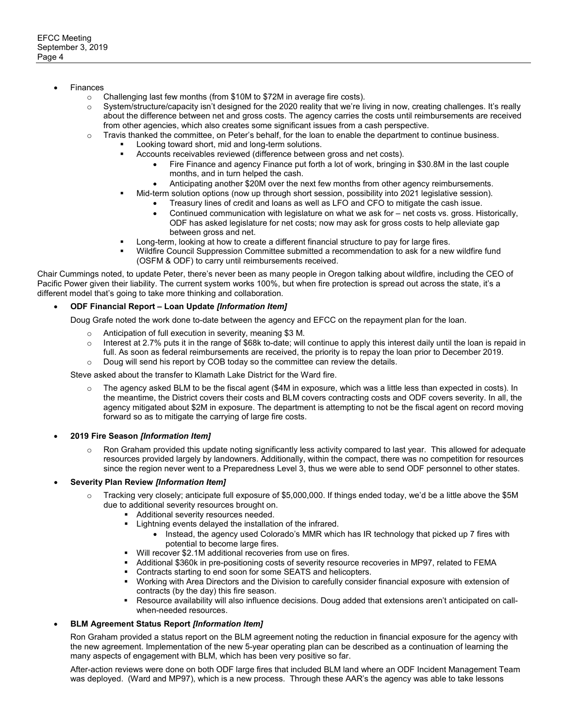- Finances
  - Challenging last few months (from $10M to $72M in average fire costs).
  - System/structure/capacity isn't designed for the 2020 reality that we're living in now, creating challenges. It's really about the difference between net and gross costs. The agency carries the costs until reimbursements are received from other agencies, which also creates some significant issues from a cash perspective.
  - Travis thanked the committee, on Peter's behalf, for the loan to enable the department to continue business.
    - Looking toward short, mid and long-term solutions.
    - Accounts receivables reviewed (difference between gross and net costs).
      - Fire Finance and agency Finance put forth a lot of work, bringing in $30.8M in the last couple months, and in turn helped the cash.
      - Anticipating another $20M over the next few months from other agency reimbursements.
    - Mid-term solution options (now up through short session, possibility into 2021 legislative session).
      - Treasury lines of credit and loans as well as LFO and CFO to mitigate the cash issue.
      - Continued communication with legislature on what we ask for – net costs vs. gross. Historically, ODF has asked legislature for net costs; now may ask for gross costs to help alleviate gap between gross and net.
    - Long-term, looking at how to create a different financial structure to pay for large fires.
    - Wildfire Council Suppression Committee submitted a recommendation to ask for a new wildfire fund (OSFM & ODF) to carry until reimbursements received.

Chair Cummings noted, to update Peter, there's never been as many people in Oregon talking about wildfire, including the CEO of Pacific Power given their liability. The current system works 100%, but when fire protection is spread out across the state, it's a different model that's going to take more thinking and collaboration.

- **ODF Financial Report – Loan Update *[Information Item]***

  Doug Grafe noted the work done to-date between the agency and EFCC on the repayment plan for the loan.

  - Anticipation of full execution in severity, meaning $3 M.
  - Interest at 2.7% puts it in the range of $68k to-date; will continue to apply this interest daily until the loan is repaid in full. As soon as federal reimbursements are received, the priority is to repay the loan prior to December 2019.
  - Doug will send his report by COB today so the committee can review the details.

  Steve asked about the transfer to Klamath Lake District for the Ward fire.

  - The agency asked BLM to be the fiscal agent ($4M in exposure, which was a little less than expected in costs). In the meantime, the District covers their costs and BLM covers contracting costs and ODF covers severity. In all, the agency mitigated about $2M in exposure. The department is attempting to not be the fiscal agent on record moving forward so as to mitigate the carrying of large fire costs.

- **2019 Fire Season *[Information Item]***

  - Ron Graham provided this update noting significantly less activity compared to last year. This allowed for adequate resources provided largely by landowners. Additionally, within the compact, there was no competition for resources since the region never went to a Preparedness Level 3, thus we were able to send ODF personnel to other states.

- **Severity Plan Review *[Information Item]***

  - Tracking very closely; anticipate full exposure of $5,000,000. If things ended today, we'd be a little above the $5M due to additional severity resources brought on.
    - Additional severity resources needed.
    - Lightning events delayed the installation of the infrared.
      - Instead, the agency used Colorado's MMR which has IR technology that picked up 7 fires with potential to become large fires.
    - Will recover $2.1M additional recoveries from use on fires.
    - Additional $360k in pre-positioning costs of severity resource recoveries in MP97, related to FEMA
    - Contracts starting to end soon for some SEATS and helicopters.
    - Working with Area Directors and the Division to carefully consider financial exposure with extension of contracts (by the day) this fire season.
    - Resource availability will also influence decisions. Doug added that extensions aren't anticipated on call-when-needed resources.

- **BLM Agreement Status Report *[Information Item]***

  Ron Graham provided a status report on the BLM agreement noting the reduction in financial exposure for the agency with the new agreement. Implementation of the new 5-year operating plan can be described as a continuation of learning the many aspects of engagement with BLM, which has been very positive so far.

  After-action reviews were done on both ODF large fires that included BLM land where an ODF Incident Management Team was deployed. (Ward and MP97), which is a new process. Through these AAR's the agency was able to take lessons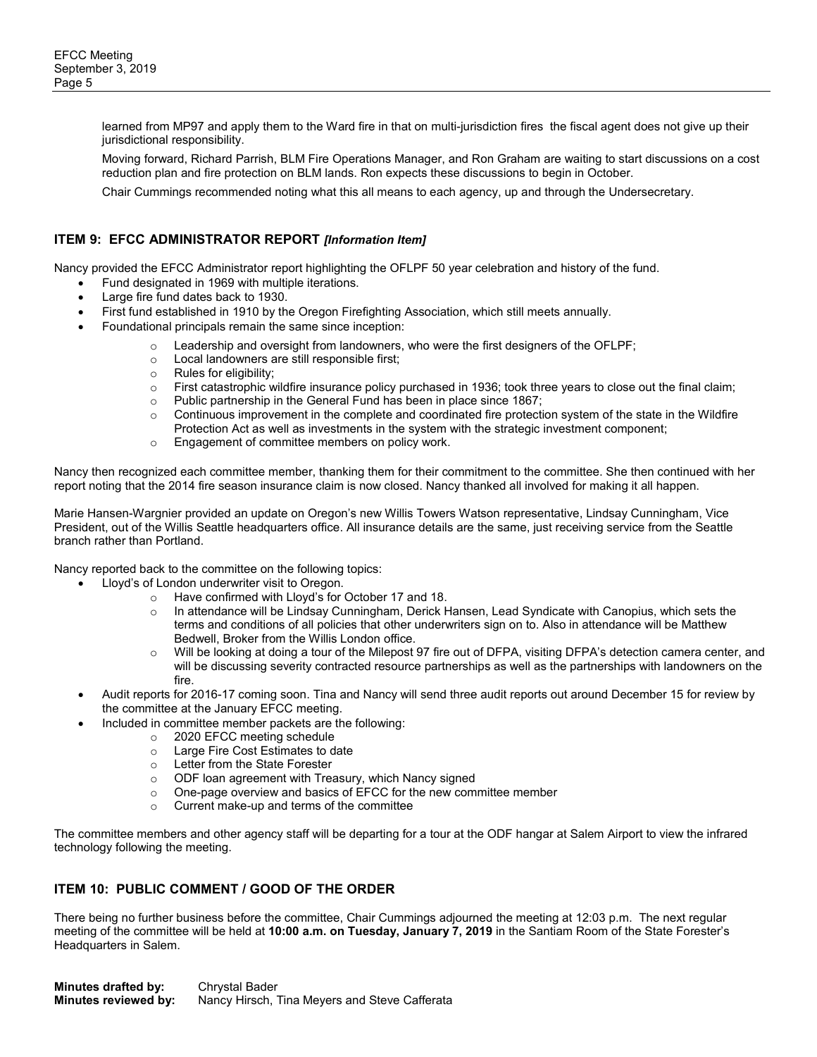learned from MP97 and apply them to the Ward fire in that on multi-jurisdiction fires the fiscal agent does not give up their jurisdictional responsibility.

Moving forward, Richard Parrish, BLM Fire Operations Manager, and Ron Graham are waiting to start discussions on a cost reduction plan and fire protection on BLM lands. Ron expects these discussions to begin in October.

Chair Cummings recommended noting what this all means to each agency, up and through the Undersecretary.

## ITEM 9: EFCC ADMINISTRATOR REPORT *[Information Item]*

Nancy provided the EFCC Administrator report highlighting the OFLPF 50 year celebration and history of the fund.

- Fund designated in 1969 with multiple iterations.
- Large fire fund dates back to 1930.
- First fund established in 1910 by the Oregon Firefighting Association, which still meets annually.
- Foundational principals remain the same since inception:
  - Leadership and oversight from landowners, who were the first designers of the OFLPF;
  - Local landowners are still responsible first;
  - Rules for eligibility;
  - First catastrophic wildfire insurance policy purchased in 1936; took three years to close out the final claim;
  - Public partnership in the General Fund has been in place since 1867;
  - Continuous improvement in the complete and coordinated fire protection system of the state in the Wildfire Protection Act as well as investments in the system with the strategic investment component;
  - Engagement of committee members on policy work.

Nancy then recognized each committee member, thanking them for their commitment to the committee. She then continued with her report noting that the 2014 fire season insurance claim is now closed. Nancy thanked all involved for making it all happen.

Marie Hansen-Wargnier provided an update on Oregon's new Willis Towers Watson representative, Lindsay Cunningham, Vice President, out of the Willis Seattle headquarters office. All insurance details are the same, just receiving service from the Seattle branch rather than Portland.

Nancy reported back to the committee on the following topics:

- Lloyd's of London underwriter visit to Oregon.
  - Have confirmed with Lloyd's for October 17 and 18.
  - In attendance will be Lindsay Cunningham, Derick Hansen, Lead Syndicate with Canopius, which sets the terms and conditions of all policies that other underwriters sign on to. Also in attendance will be Matthew Bedwell, Broker from the Willis London office.
  - Will be looking at doing a tour of the Milepost 97 fire out of DFPA, visiting DFPA's detection camera center, and will be discussing severity contracted resource partnerships as well as the partnerships with landowners on the fire.
- Audit reports for 2016-17 coming soon. Tina and Nancy will send three audit reports out around December 15 for review by the committee at the January EFCC meeting.
- Included in committee member packets are the following:
  - 2020 EFCC meeting schedule
  - Large Fire Cost Estimates to date
  - Letter from the State Forester
  - ODF loan agreement with Treasury, which Nancy signed
  - One-page overview and basics of EFCC for the new committee member
  - Current make-up and terms of the committee

The committee members and other agency staff will be departing for a tour at the ODF hangar at Salem Airport to view the infrared technology following the meeting.

## ITEM 10: PUBLIC COMMENT / GOOD OF THE ORDER

There being no further business before the committee, Chair Cummings adjourned the meeting at 12:03 p.m. The next regular meeting of the committee will be held at **10:00 a.m. on Tuesday, January 7, 2019** in the Santiam Room of the State Forester's Headquarters in Salem.

**Minutes drafted by:** Chrystal Bader
**Minutes reviewed by:** Nancy Hirsch, Tina Meyers and Steve Cafferata